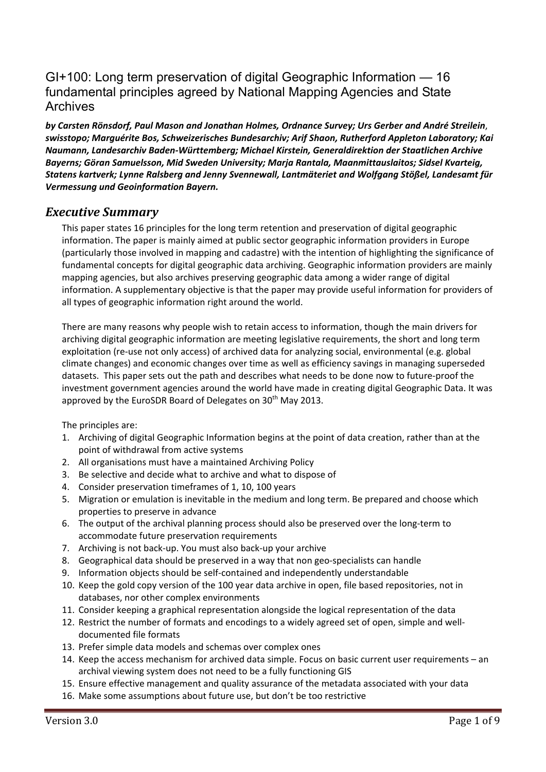# GI+100: Long term preservation of digital Geographic Information — 16 fundamental principles agreed by National Mapping Agencies and State Archives

***by Carsten Rönsdorf, Paul Mason and Jonathan Holmes, Ordnance Survey; Urs Gerber and André Streilein, swisstopo; Marguérite Bos, Schweizerisches Bundesarchiv; Arif Shaon, Rutherford Appleton Laboratory; Kai Naumann, Landesarchiv Baden-Württemberg; Michael Kirstein, Generaldirektion der Staatlichen Archive Bayerns; Göran Samuelsson, Mid Sweden University; Marja Rantala, Maanmittauslaitos; Sidsel Kvarteig, Statens kartverk; Lynne Ralsberg and Jenny Svennewall, Lantmäteriet and Wolfgang Stößel, Landesamt für Vermessung und Geoinformation Bayern.***

## *Executive Summary*

This paper states 16 principles for the long term retention and preservation of digital geographic information. The paper is mainly aimed at public sector geographic information providers in Europe (particularly those involved in mapping and cadastre) with the intention of highlighting the significance of fundamental concepts for digital geographic data archiving. Geographic information providers are mainly mapping agencies, but also archives preserving geographic data among a wider range of digital information. A supplementary objective is that the paper may provide useful information for providers of all types of geographic information right around the world.

There are many reasons why people wish to retain access to information, though the main drivers for archiving digital geographic information are meeting legislative requirements, the short and long term exploitation (re-use not only access) of archived data for analyzing social, environmental (e.g. global climate changes) and economic changes over time as well as efficiency savings in managing superseded datasets. This paper sets out the path and describes what needs to be done now to future-proof the investment government agencies around the world have made in creating digital Geographic Data. It was approved by the EuroSDR Board of Delegates on 30th May 2013.

The principles are:

1. Archiving of digital Geographic Information begins at the point of data creation, rather than at the point of withdrawal from active systems
2. All organisations must have a maintained Archiving Policy
3. Be selective and decide what to archive and what to dispose of
4. Consider preservation timeframes of 1, 10, 100 years
5. Migration or emulation is inevitable in the medium and long term. Be prepared and choose which properties to preserve in advance
6. The output of the archival planning process should also be preserved over the long-term to accommodate future preservation requirements
7. Archiving is not back-up. You must also back-up your archive
8. Geographical data should be preserved in a way that non geo-specialists can handle
9. Information objects should be self-contained and independently understandable
10. Keep the gold copy version of the 100 year data archive in open, file based repositories, not in databases, nor other complex environments
11. Consider keeping a graphical representation alongside the logical representation of the data
12. Restrict the number of formats and encodings to a widely agreed set of open, simple and well-documented file formats
13. Prefer simple data models and schemas over complex ones
14. Keep the access mechanism for archived data simple. Focus on basic current user requirements – an archival viewing system does not need to be a fully functioning GIS
15. Ensure effective management and quality assurance of the metadata associated with your data
16. Make some assumptions about future use, but don't be too restrictive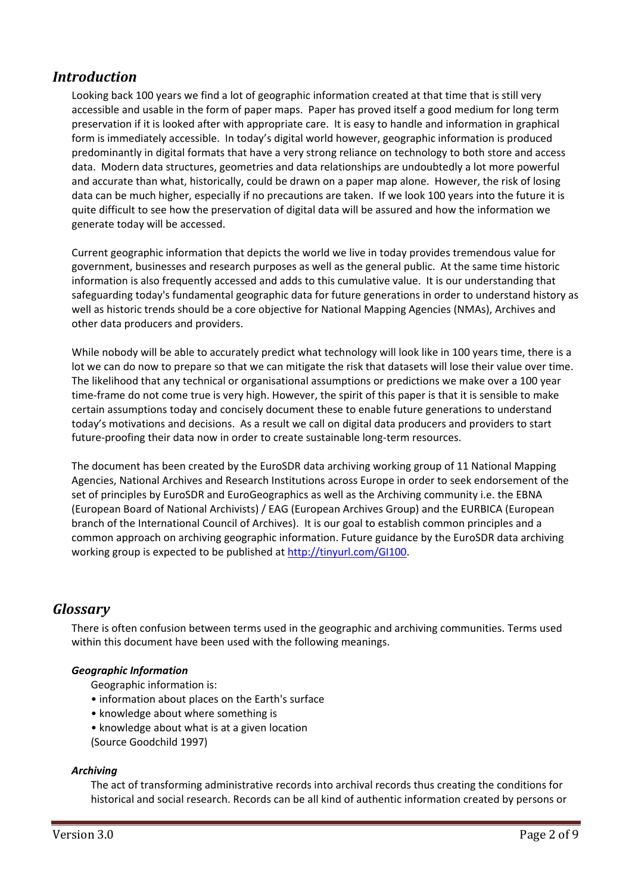## *Introduction*

Looking back 100 years we find a lot of geographic information created at that time that is still very accessible and usable in the form of paper maps. Paper has proved itself a good medium for long term preservation if it is looked after with appropriate care. It is easy to handle and information in graphical form is immediately accessible. In today's digital world however, geographic information is produced predominantly in digital formats that have a very strong reliance on technology to both store and access data. Modern data structures, geometries and data relationships are undoubtedly a lot more powerful and accurate than what, historically, could be drawn on a paper map alone. However, the risk of losing data can be much higher, especially if no precautions are taken. If we look 100 years into the future it is quite difficult to see how the preservation of digital data will be assured and how the information we generate today will be accessed.

Current geographic information that depicts the world we live in today provides tremendous value for government, businesses and research purposes as well as the general public. At the same time historic information is also frequently accessed and adds to this cumulative value. It is our understanding that safeguarding today's fundamental geographic data for future generations in order to understand history as well as historic trends should be a core objective for National Mapping Agencies (NMAs), Archives and other data producers and providers.

While nobody will be able to accurately predict what technology will look like in 100 years time, there is a lot we can do now to prepare so that we can mitigate the risk that datasets will lose their value over time. The likelihood that any technical or organisational assumptions or predictions we make over a 100 year time-frame do not come true is very high. However, the spirit of this paper is that it is sensible to make certain assumptions today and concisely document these to enable future generations to understand today's motivations and decisions. As a result we call on digital data producers and providers to start future-proofing their data now in order to create sustainable long-term resources.

The document has been created by the EuroSDR data archiving working group of 11 National Mapping Agencies, National Archives and Research Institutions across Europe in order to seek endorsement of the set of principles by EuroSDR and EuroGeographics as well as the Archiving community i.e. the EBNA (European Board of National Archivists) / EAG (European Archives Group) and the EURBICA (European branch of the International Council of Archives). It is our goal to establish common principles and a common approach on archiving geographic information. Future guidance by the EuroSDR data archiving working group is expected to be published at http://tinyurl.com/GI100.

## *Glossary*

There is often confusion between terms used in the geographic and archiving communities. Terms used within this document have been used with the following meanings.

#### *Geographic Information*

Geographic information is:

- information about places on the Earth's surface
- knowledge about where something is
- knowledge about what is at a given location

(Source Goodchild 1997)

#### *Archiving*

The act of transforming administrative records into archival records thus creating the conditions for historical and social research. Records can be all kind of authentic information created by persons or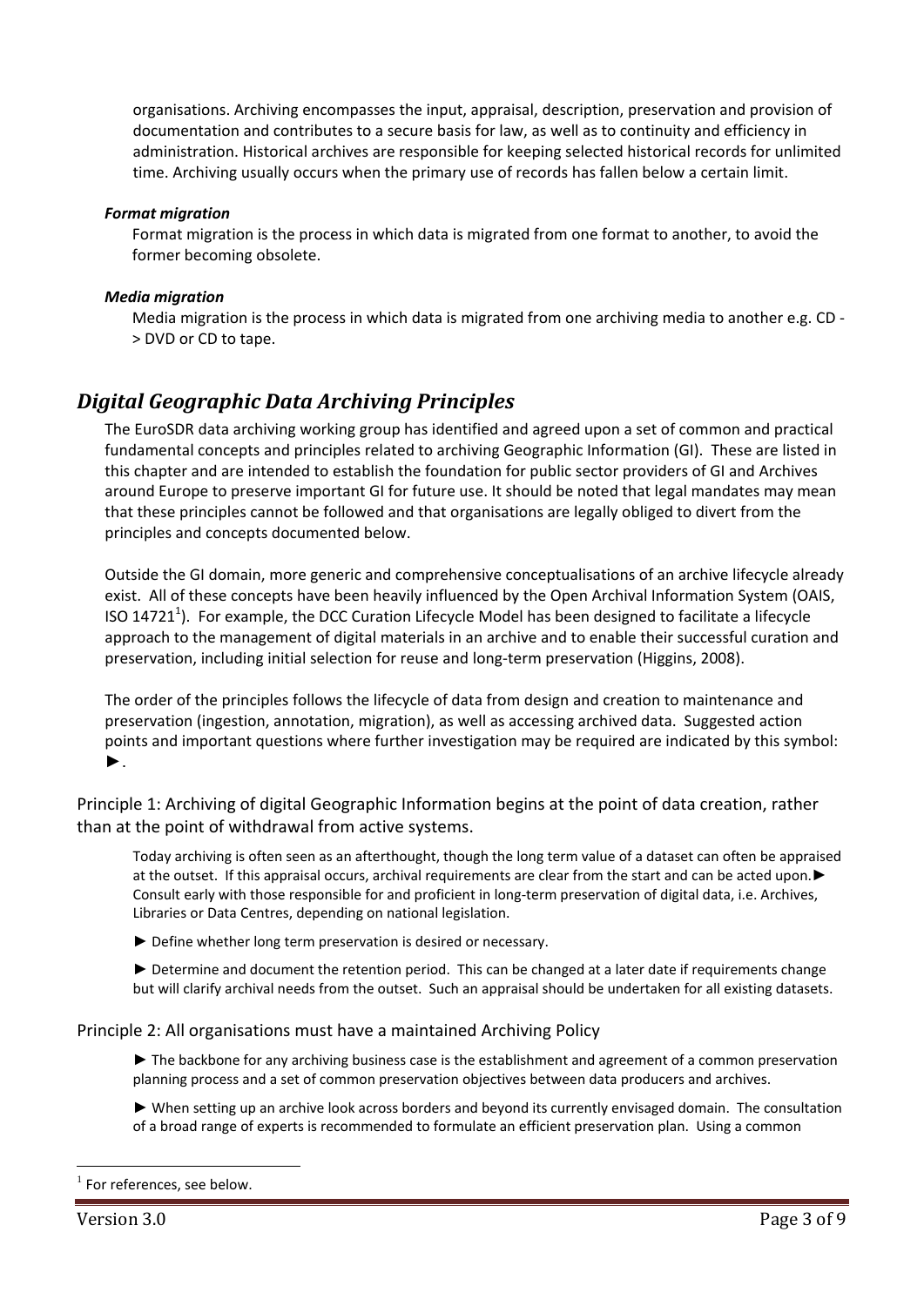organisations. Archiving encompasses the input, appraisal, description, preservation and provision of documentation and contributes to a secure basis for law, as well as to continuity and efficiency in administration. Historical archives are responsible for keeping selected historical records for unlimited time. Archiving usually occurs when the primary use of records has fallen below a certain limit.

***Format migration***

Format migration is the process in which data is migrated from one format to another, to avoid the former becoming obsolete.

***Media migration***

Media migration is the process in which data is migrated from one archiving media to another e.g. CD -> DVD or CD to tape.

## *Digital Geographic Data Archiving Principles*

The EuroSDR data archiving working group has identified and agreed upon a set of common and practical fundamental concepts and principles related to archiving Geographic Information (GI). These are listed in this chapter and are intended to establish the foundation for public sector providers of GI and Archives around Europe to preserve important GI for future use. It should be noted that legal mandates may mean that these principles cannot be followed and that organisations are legally obliged to divert from the principles and concepts documented below.

Outside the GI domain, more generic and comprehensive conceptualisations of an archive lifecycle already exist. All of these concepts have been heavily influenced by the Open Archival Information System (OAIS, ISO 14721[1]). For example, the DCC Curation Lifecycle Model has been designed to facilitate a lifecycle approach to the management of digital materials in an archive and to enable their successful curation and preservation, including initial selection for reuse and long-term preservation (Higgins, 2008).

The order of the principles follows the lifecycle of data from design and creation to maintenance and preservation (ingestion, annotation, migration), as well as accessing archived data. Suggested action points and important questions where further investigation may be required are indicated by this symbol: ►.

### Principle 1: Archiving of digital Geographic Information begins at the point of data creation, rather than at the point of withdrawal from active systems.

Today archiving is often seen as an afterthought, though the long term value of a dataset can often be appraised at the outset. If this appraisal occurs, archival requirements are clear from the start and can be acted upon.► Consult early with those responsible for and proficient in long-term preservation of digital data, i.e. Archives, Libraries or Data Centres, depending on national legislation.

► Define whether long term preservation is desired or necessary.

► Determine and document the retention period. This can be changed at a later date if requirements change but will clarify archival needs from the outset. Such an appraisal should be undertaken for all existing datasets.

### Principle 2: All organisations must have a maintained Archiving Policy

► The backbone for any archiving business case is the establishment and agreement of a common preservation planning process and a set of common preservation objectives between data producers and archives.

► When setting up an archive look across borders and beyond its currently envisaged domain. The consultation of a broad range of experts is recommended to formulate an efficient preservation plan. Using a common

[1] For references, see below.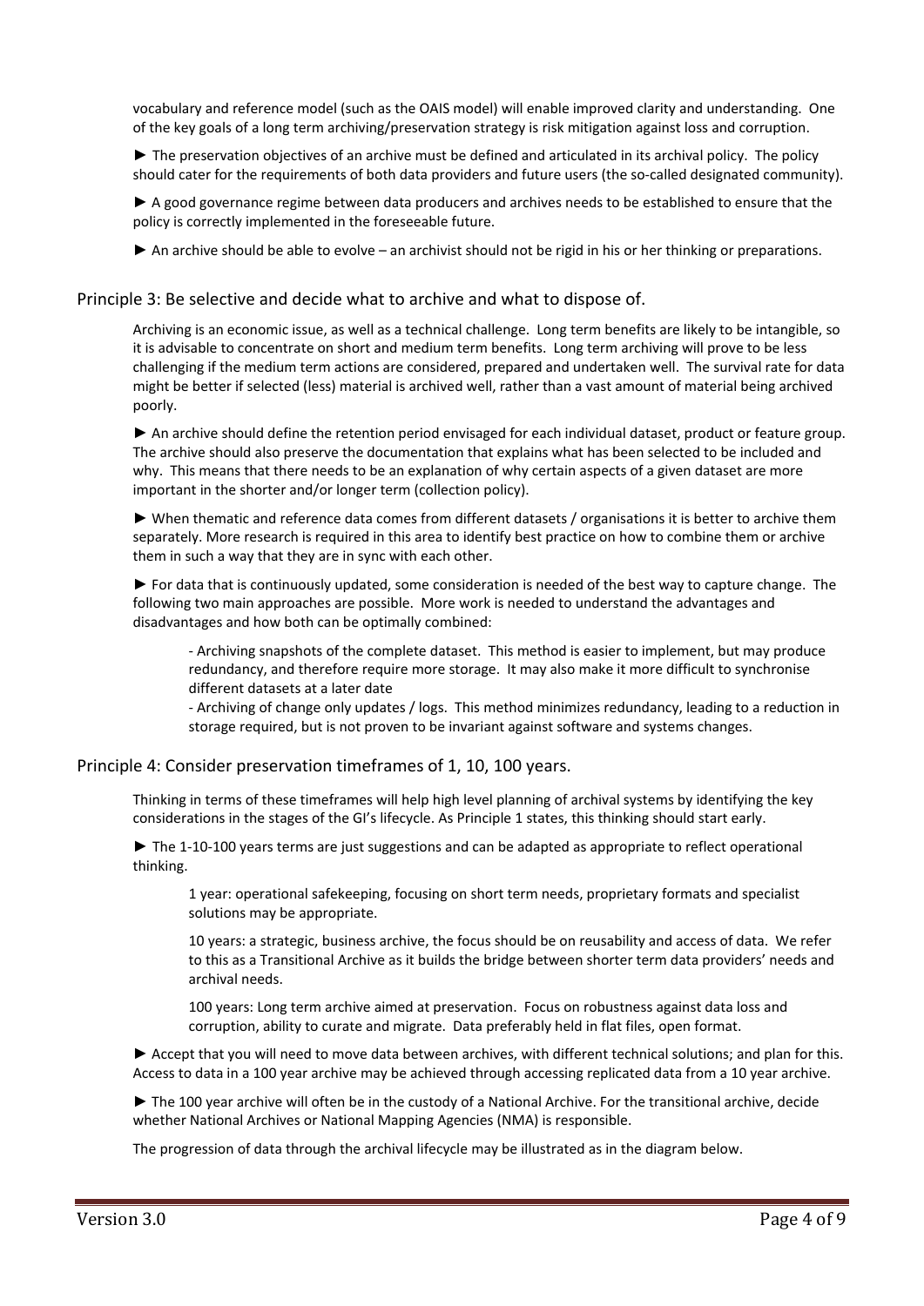vocabulary and reference model (such as the OAIS model) will enable improved clarity and understanding. One of the key goals of a long term archiving/preservation strategy is risk mitigation against loss and corruption.

► The preservation objectives of an archive must be defined and articulated in its archival policy. The policy should cater for the requirements of both data providers and future users (the so-called designated community).

► A good governance regime between data producers and archives needs to be established to ensure that the policy is correctly implemented in the foreseeable future.

► An archive should be able to evolve – an archivist should not be rigid in his or her thinking or preparations.

## Principle 3: Be selective and decide what to archive and what to dispose of.

Archiving is an economic issue, as well as a technical challenge. Long term benefits are likely to be intangible, so it is advisable to concentrate on short and medium term benefits. Long term archiving will prove to be less challenging if the medium term actions are considered, prepared and undertaken well. The survival rate for data might be better if selected (less) material is archived well, rather than a vast amount of material being archived poorly.

► An archive should define the retention period envisaged for each individual dataset, product or feature group. The archive should also preserve the documentation that explains what has been selected to be included and why. This means that there needs to be an explanation of why certain aspects of a given dataset are more important in the shorter and/or longer term (collection policy).

► When thematic and reference data comes from different datasets / organisations it is better to archive them separately. More research is required in this area to identify best practice on how to combine them or archive them in such a way that they are in sync with each other.

► For data that is continuously updated, some consideration is needed of the best way to capture change. The following two main approaches are possible. More work is needed to understand the advantages and disadvantages and how both can be optimally combined:

- Archiving snapshots of the complete dataset. This method is easier to implement, but may produce redundancy, and therefore require more storage. It may also make it more difficult to synchronise different datasets at a later date
- Archiving of change only updates / logs. This method minimizes redundancy, leading to a reduction in storage required, but is not proven to be invariant against software and systems changes.

## Principle 4: Consider preservation timeframes of 1, 10, 100 years.

Thinking in terms of these timeframes will help high level planning of archival systems by identifying the key considerations in the stages of the GI's lifecycle. As Principle 1 states, this thinking should start early.

► The 1-10-100 years terms are just suggestions and can be adapted as appropriate to reflect operational thinking.

1 year: operational safekeeping, focusing on short term needs, proprietary formats and specialist solutions may be appropriate.

10 years: a strategic, business archive, the focus should be on reusability and access of data. We refer to this as a Transitional Archive as it builds the bridge between shorter term data providers' needs and archival needs.

100 years: Long term archive aimed at preservation. Focus on robustness against data loss and corruption, ability to curate and migrate. Data preferably held in flat files, open format.

► Accept that you will need to move data between archives, with different technical solutions; and plan for this. Access to data in a 100 year archive may be achieved through accessing replicated data from a 10 year archive.

► The 100 year archive will often be in the custody of a National Archive. For the transitional archive, decide whether National Archives or National Mapping Agencies (NMA) is responsible.

The progression of data through the archival lifecycle may be illustrated as in the diagram below.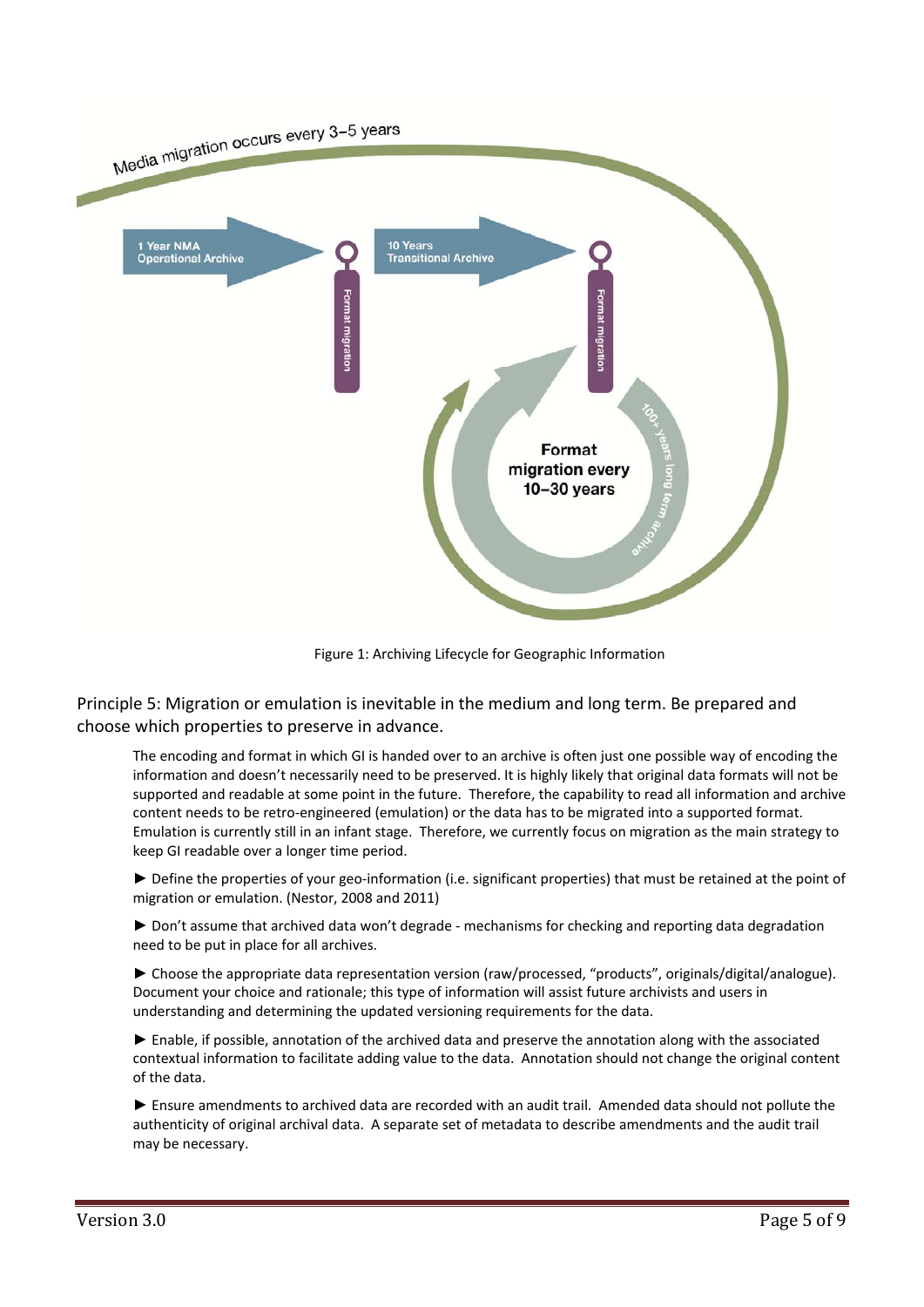Figure 1: Archiving Lifecycle for Geographic Information

## Principle 5: Migration or emulation is inevitable in the medium and long term. Be prepared and choose which properties to preserve in advance.

The encoding and format in which GI is handed over to an archive is often just one possible way of encoding the information and doesn't necessarily need to be preserved. It is highly likely that original data formats will not be supported and readable at some point in the future. Therefore, the capability to read all information and archive content needs to be retro-engineered (emulation) or the data has to be migrated into a supported format. Emulation is currently still in an infant stage. Therefore, we currently focus on migration as the main strategy to keep GI readable over a longer time period.

► Define the properties of your geo-information (i.e. significant properties) that must be retained at the point of migration or emulation. (Nestor, 2008 and 2011)

► Don't assume that archived data won't degrade - mechanisms for checking and reporting data degradation need to be put in place for all archives.

► Choose the appropriate data representation version (raw/processed, "products", originals/digital/analogue). Document your choice and rationale; this type of information will assist future archivists and users in understanding and determining the updated versioning requirements for the data.

► Enable, if possible, annotation of the archived data and preserve the annotation along with the associated contextual information to facilitate adding value to the data. Annotation should not change the original content of the data.

► Ensure amendments to archived data are recorded with an audit trail. Amended data should not pollute the authenticity of original archival data. A separate set of metadata to describe amendments and the audit trail may be necessary.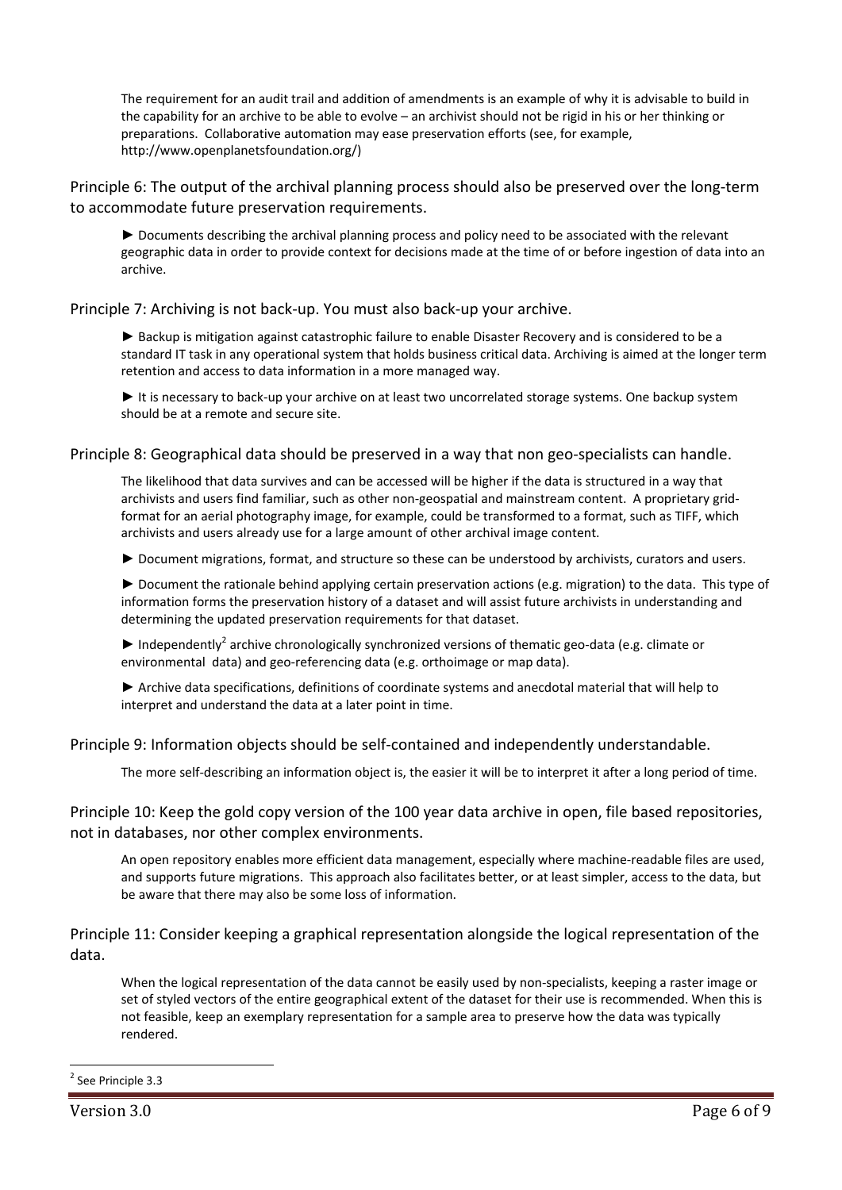The requirement for an audit trail and addition of amendments is an example of why it is advisable to build in the capability for an archive to be able to evolve – an archivist should not be rigid in his or her thinking or preparations. Collaborative automation may ease preservation efforts (see, for example, http://www.openplanetsfoundation.org/)

## Principle 6: The output of the archival planning process should also be preserved over the long-term to accommodate future preservation requirements.

► Documents describing the archival planning process and policy need to be associated with the relevant geographic data in order to provide context for decisions made at the time of or before ingestion of data into an archive.

## Principle 7: Archiving is not back-up. You must also back-up your archive.

► Backup is mitigation against catastrophic failure to enable Disaster Recovery and is considered to be a standard IT task in any operational system that holds business critical data. Archiving is aimed at the longer term retention and access to data information in a more managed way.

► It is necessary to back-up your archive on at least two uncorrelated storage systems. One backup system should be at a remote and secure site.

## Principle 8: Geographical data should be preserved in a way that non geo-specialists can handle.

The likelihood that data survives and can be accessed will be higher if the data is structured in a way that archivists and users find familiar, such as other non-geospatial and mainstream content. A proprietary grid-format for an aerial photography image, for example, could be transformed to a format, such as TIFF, which archivists and users already use for a large amount of other archival image content.

► Document migrations, format, and structure so these can be understood by archivists, curators and users.

► Document the rationale behind applying certain preservation actions (e.g. migration) to the data. This type of information forms the preservation history of a dataset and will assist future archivists in understanding and determining the updated preservation requirements for that dataset.

► Independently[2] archive chronologically synchronized versions of thematic geo-data (e.g. climate or environmental data) and geo-referencing data (e.g. orthoimage or map data).

► Archive data specifications, definitions of coordinate systems and anecdotal material that will help to interpret and understand the data at a later point in time.

## Principle 9: Information objects should be self-contained and independently understandable.

The more self-describing an information object is, the easier it will be to interpret it after a long period of time.

## Principle 10: Keep the gold copy version of the 100 year data archive in open, file based repositories, not in databases, nor other complex environments.

An open repository enables more efficient data management, especially where machine-readable files are used, and supports future migrations. This approach also facilitates better, or at least simpler, access to the data, but be aware that there may also be some loss of information.

## Principle 11: Consider keeping a graphical representation alongside the logical representation of the data.

When the logical representation of the data cannot be easily used by non-specialists, keeping a raster image or set of styled vectors of the entire geographical extent of the dataset for their use is recommended. When this is not feasible, keep an exemplary representation for a sample area to preserve how the data was typically rendered.

---

[2] See Principle 3.3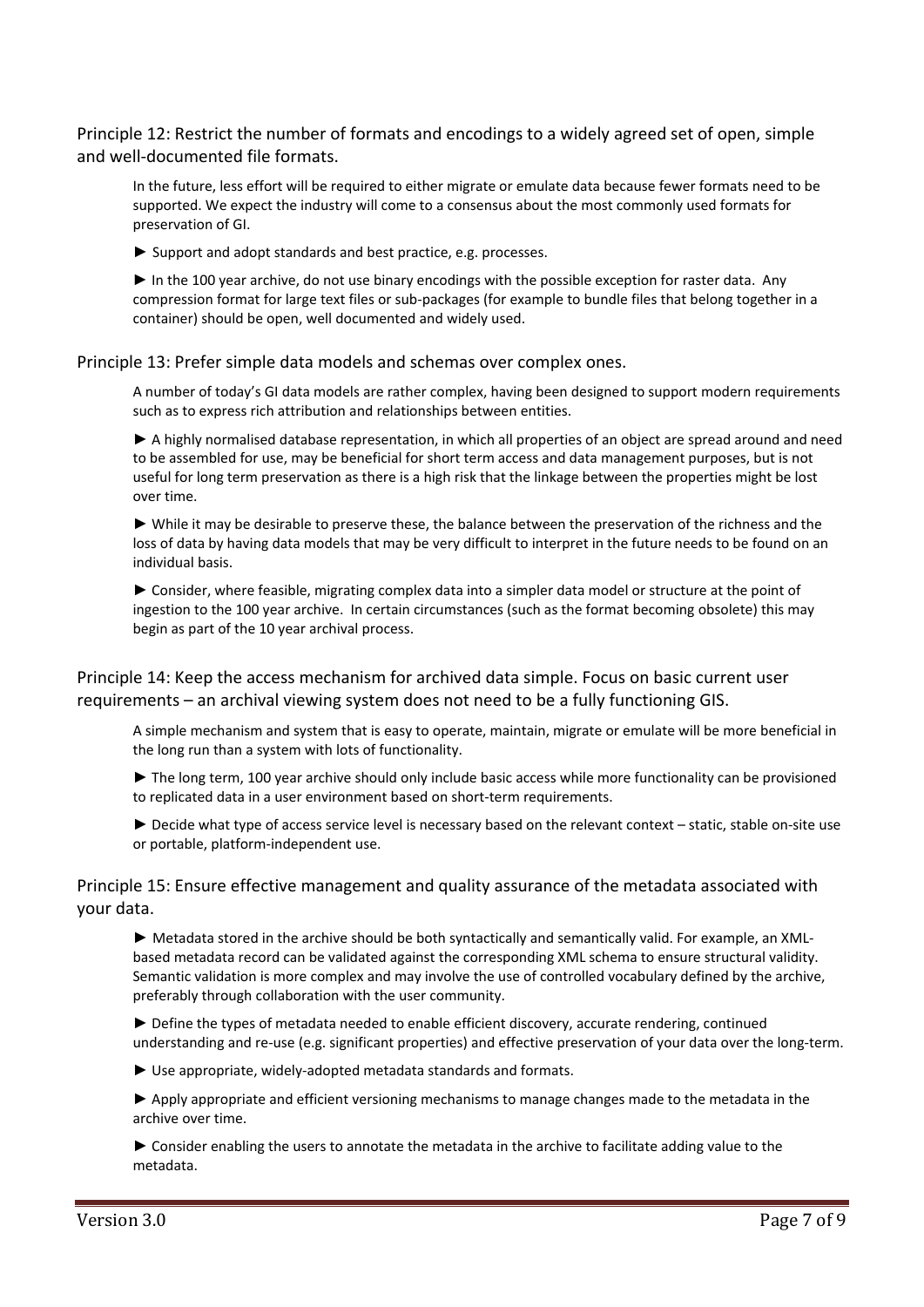## Principle 12: Restrict the number of formats and encodings to a widely agreed set of open, simple and well-documented file formats.

In the future, less effort will be required to either migrate or emulate data because fewer formats need to be supported. We expect the industry will come to a consensus about the most commonly used formats for preservation of GI.

► Support and adopt standards and best practice, e.g. processes.

► In the 100 year archive, do not use binary encodings with the possible exception for raster data. Any compression format for large text files or sub-packages (for example to bundle files that belong together in a container) should be open, well documented and widely used.

## Principle 13: Prefer simple data models and schemas over complex ones.

A number of today's GI data models are rather complex, having been designed to support modern requirements such as to express rich attribution and relationships between entities.

► A highly normalised database representation, in which all properties of an object are spread around and need to be assembled for use, may be beneficial for short term access and data management purposes, but is not useful for long term preservation as there is a high risk that the linkage between the properties might be lost over time.

► While it may be desirable to preserve these, the balance between the preservation of the richness and the loss of data by having data models that may be very difficult to interpret in the future needs to be found on an individual basis.

► Consider, where feasible, migrating complex data into a simpler data model or structure at the point of ingestion to the 100 year archive. In certain circumstances (such as the format becoming obsolete) this may begin as part of the 10 year archival process.

## Principle 14: Keep the access mechanism for archived data simple. Focus on basic current user requirements – an archival viewing system does not need to be a fully functioning GIS.

A simple mechanism and system that is easy to operate, maintain, migrate or emulate will be more beneficial in the long run than a system with lots of functionality.

► The long term, 100 year archive should only include basic access while more functionality can be provisioned to replicated data in a user environment based on short-term requirements.

► Decide what type of access service level is necessary based on the relevant context – static, stable on-site use or portable, platform-independent use.

## Principle 15: Ensure effective management and quality assurance of the metadata associated with your data.

► Metadata stored in the archive should be both syntactically and semantically valid. For example, an XML-based metadata record can be validated against the corresponding XML schema to ensure structural validity. Semantic validation is more complex and may involve the use of controlled vocabulary defined by the archive, preferably through collaboration with the user community.

► Define the types of metadata needed to enable efficient discovery, accurate rendering, continued understanding and re-use (e.g. significant properties) and effective preservation of your data over the long-term.

► Use appropriate, widely-adopted metadata standards and formats.

► Apply appropriate and efficient versioning mechanisms to manage changes made to the metadata in the archive over time.

► Consider enabling the users to annotate the metadata in the archive to facilitate adding value to the metadata.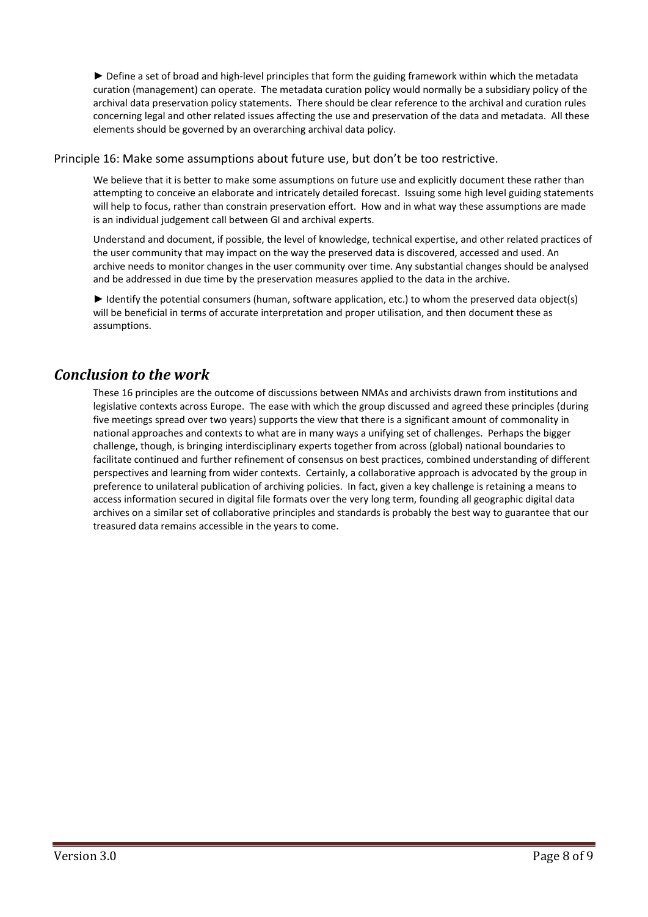► Define a set of broad and high-level principles that form the guiding framework within which the metadata curation (management) can operate. The metadata curation policy would normally be a subsidiary policy of the archival data preservation policy statements. There should be clear reference to the archival and curation rules concerning legal and other related issues affecting the use and preservation of the data and metadata. All these elements should be governed by an overarching archival data policy.

### Principle 16: Make some assumptions about future use, but don't be too restrictive.

We believe that it is better to make some assumptions on future use and explicitly document these rather than attempting to conceive an elaborate and intricately detailed forecast. Issuing some high level guiding statements will help to focus, rather than constrain preservation effort. How and in what way these assumptions are made is an individual judgement call between GI and archival experts.

Understand and document, if possible, the level of knowledge, technical expertise, and other related practices of the user community that may impact on the way the preserved data is discovered, accessed and used. An archive needs to monitor changes in the user community over time. Any substantial changes should be analysed and be addressed in due time by the preservation measures applied to the data in the archive.

► Identify the potential consumers (human, software application, etc.) to whom the preserved data object(s) will be beneficial in terms of accurate interpretation and proper utilisation, and then document these as assumptions.

## *Conclusion to the work*

These 16 principles are the outcome of discussions between NMAs and archivists drawn from institutions and legislative contexts across Europe. The ease with which the group discussed and agreed these principles (during five meetings spread over two years) supports the view that there is a significant amount of commonality in national approaches and contexts to what are in many ways a unifying set of challenges. Perhaps the bigger challenge, though, is bringing interdisciplinary experts together from across (global) national boundaries to facilitate continued and further refinement of consensus on best practices, combined understanding of different perspectives and learning from wider contexts. Certainly, a collaborative approach is advocated by the group in preference to unilateral publication of archiving policies. In fact, given a key challenge is retaining a means to access information secured in digital file formats over the very long term, founding all geographic digital data archives on a similar set of collaborative principles and standards is probably the best way to guarantee that our treasured data remains accessible in the years to come.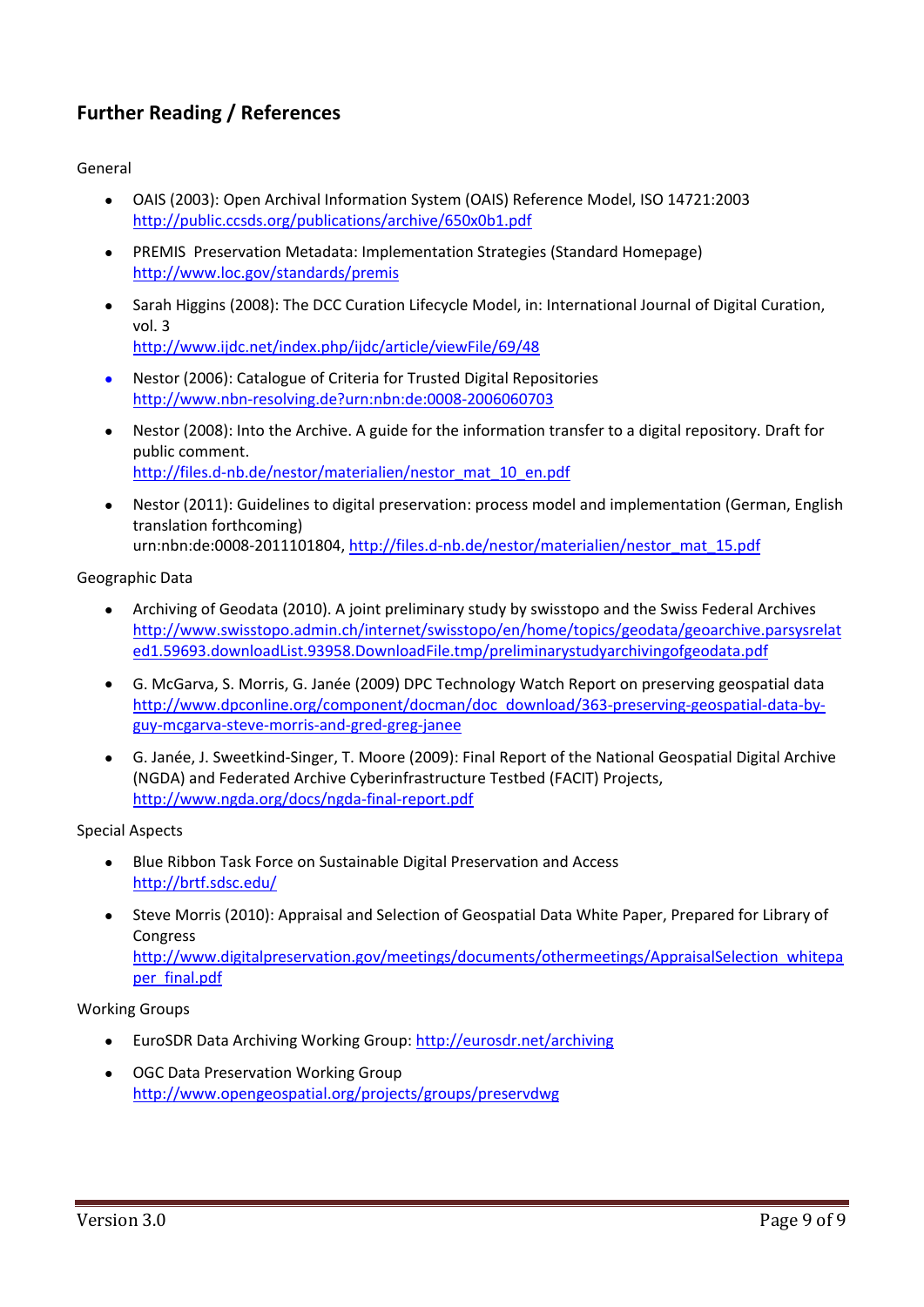## Further Reading / References

General

- OAIS (2003): Open Archival Information System (OAIS) Reference Model, ISO 14721:2003
  http://public.ccsds.org/publications/archive/650x0b1.pdf
- PREMIS Preservation Metadata: Implementation Strategies (Standard Homepage)
  http://www.loc.gov/standards/premis
- Sarah Higgins (2008): The DCC Curation Lifecycle Model, in: International Journal of Digital Curation, vol. 3
  http://www.ijdc.net/index.php/ijdc/article/viewFile/69/48
- Nestor (2006): Catalogue of Criteria for Trusted Digital Repositories
  http://www.nbn-resolving.de?urn:nbn:de:0008-2006060703
- Nestor (2008): Into the Archive. A guide for the information transfer to a digital repository. Draft for public comment.
  http://files.d-nb.de/nestor/materialien/nestor_mat_10_en.pdf
- Nestor (2011): Guidelines to digital preservation: process model and implementation (German, English translation forthcoming)
  urn:nbn:de:0008-2011101804, http://files.d-nb.de/nestor/materialien/nestor_mat_15.pdf

Geographic Data

- Archiving of Geodata (2010). A joint preliminary study by swisstopo and the Swiss Federal Archives
  http://www.swisstopo.admin.ch/internet/swisstopo/en/home/topics/geodata/geoarchive.parsysrelated1.59693.downloadList.93958.DownloadFile.tmp/preliminarystudyarchivingofgeodata.pdf
- G. McGarva, S. Morris, G. Janée (2009) DPC Technology Watch Report on preserving geospatial data
  http://www.dpconline.org/component/docman/doc_download/363-preserving-geospatial-data-by-guy-mcgarva-steve-morris-and-gred-greg-janee
- G. Janée, J. Sweetkind-Singer, T. Moore (2009): Final Report of the National Geospatial Digital Archive (NGDA) and Federated Archive Cyberinfrastructure Testbed (FACIT) Projects,
  http://www.ngda.org/docs/ngda-final-report.pdf

Special Aspects

- Blue Ribbon Task Force on Sustainable Digital Preservation and Access
  http://brtf.sdsc.edu/
- Steve Morris (2010): Appraisal and Selection of Geospatial Data White Paper, Prepared for Library of Congress
  http://www.digitalpreservation.gov/meetings/documents/othermeetings/AppraisalSelection_whitepaper_final.pdf

Working Groups

- EuroSDR Data Archiving Working Group: http://eurosdr.net/archiving
- OGC Data Preservation Working Group
  http://www.opengeospatial.org/projects/groups/preservdwg